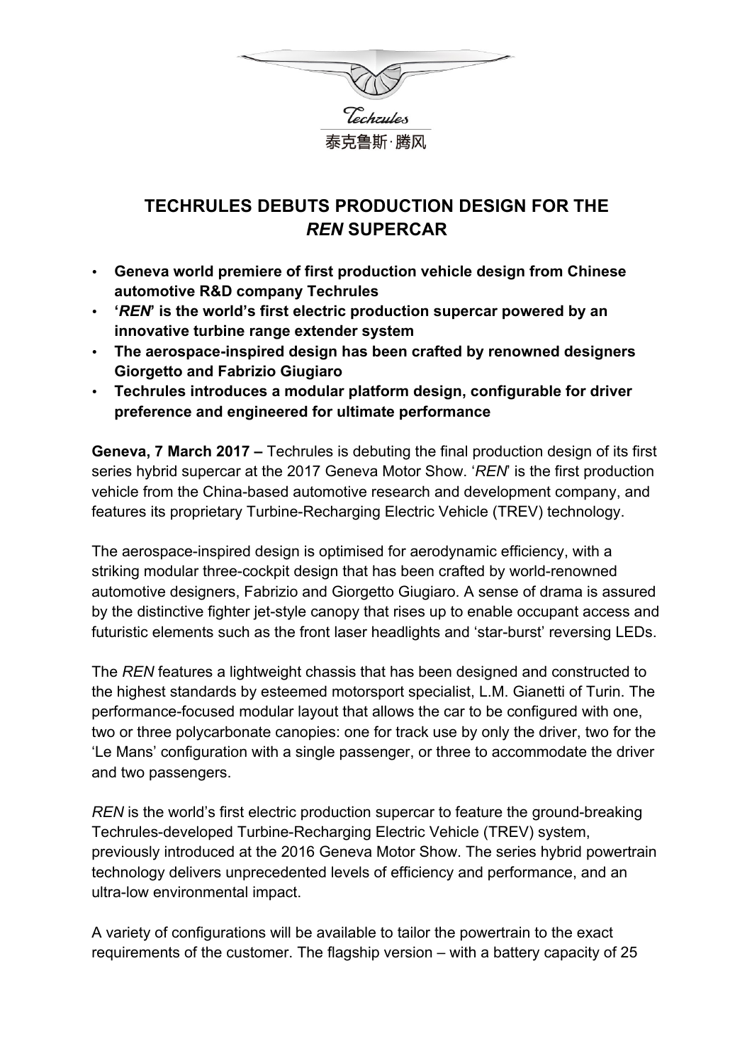Techrules

泰克鲁斯·腾风

# TECHRULES DEBUTS PRODUCTION DESIGN FOR THE *REN* SUPERCAR

- **Geneva world premiere of first production vehicle design from Chinese automotive R&D company Techrules**
- **'*REN*' is the world's first electric production supercar powered by an innovative turbine range extender system**
- **The aerospace-inspired design has been crafted by renowned designers Giorgetto and Fabrizio Giugiaro**
- **Techrules introduces a modular platform design, configurable for driver preference and engineered for ultimate performance**

**Geneva, 7 March 2017 –** Techrules is debuting the final production design of its first series hybrid supercar at the 2017 Geneva Motor Show. '*REN*' is the first production vehicle from the China-based automotive research and development company, and features its proprietary Turbine-Recharging Electric Vehicle (TREV) technology.

The aerospace-inspired design is optimised for aerodynamic efficiency, with a striking modular three-cockpit design that has been crafted by world-renowned automotive designers, Fabrizio and Giorgetto Giugiaro. A sense of drama is assured by the distinctive fighter jet-style canopy that rises up to enable occupant access and futuristic elements such as the front laser headlights and 'star-burst' reversing LEDs.

The *REN* features a lightweight chassis that has been designed and constructed to the highest standards by esteemed motorsport specialist, L.M. Gianetti of Turin. The performance-focused modular layout that allows the car to be configured with one, two or three polycarbonate canopies: one for track use by only the driver, two for the 'Le Mans' configuration with a single passenger, or three to accommodate the driver and two passengers.

*REN* is the world's first electric production supercar to feature the ground-breaking Techrules-developed Turbine-Recharging Electric Vehicle (TREV) system, previously introduced at the 2016 Geneva Motor Show. The series hybrid powertrain technology delivers unprecedented levels of efficiency and performance, and an ultra-low environmental impact.

A variety of configurations will be available to tailor the powertrain to the exact requirements of the customer. The flagship version – with a battery capacity of 25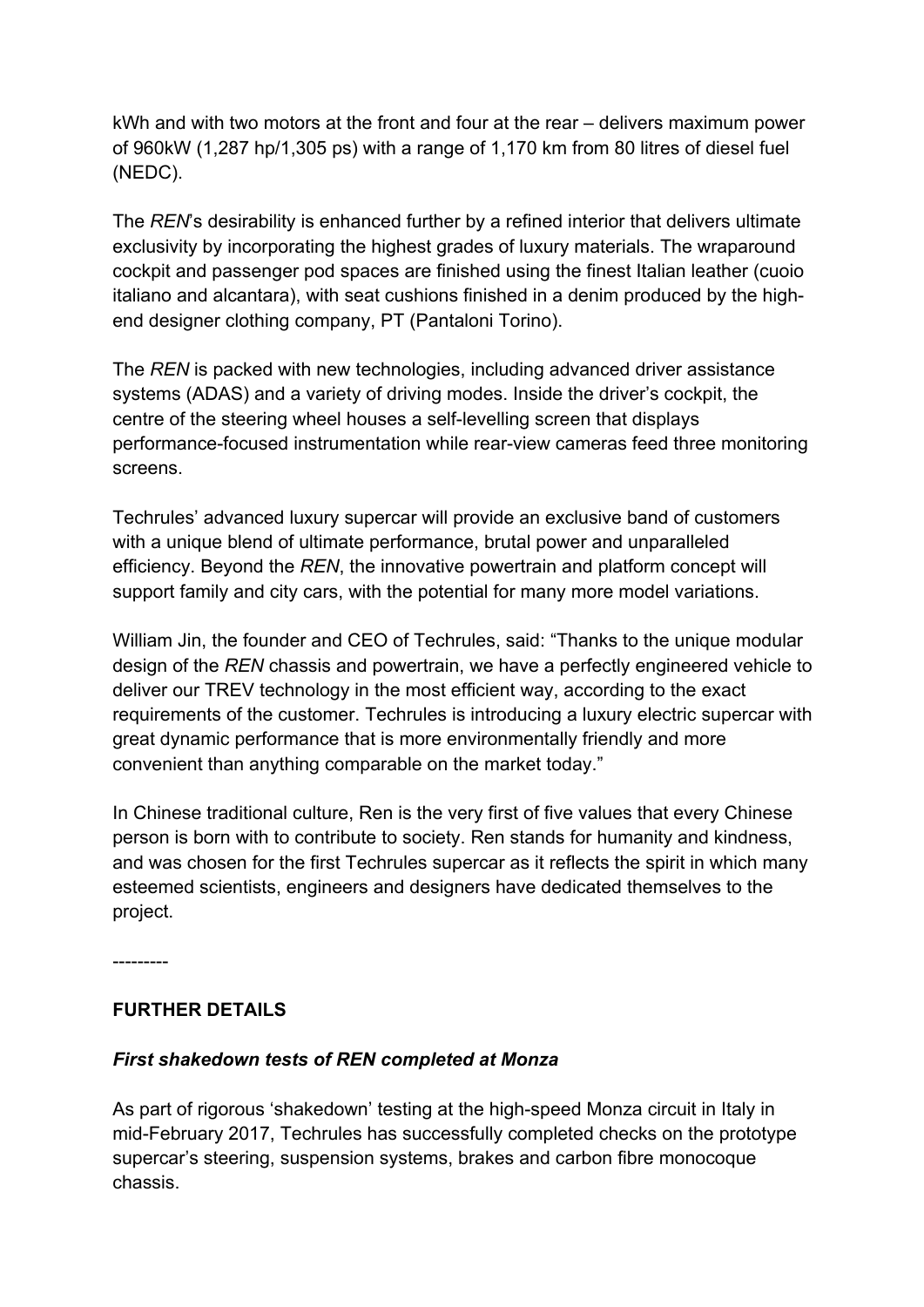kWh and with two motors at the front and four at the rear – delivers maximum power of 960kW (1,287 hp/1,305 ps) with a range of 1,170 km from 80 litres of diesel fuel (NEDC).

The *REN*'s desirability is enhanced further by a refined interior that delivers ultimate exclusivity by incorporating the highest grades of luxury materials. The wraparound cockpit and passenger pod spaces are finished using the finest Italian leather (cuoio italiano and alcantara), with seat cushions finished in a denim produced by the high-end designer clothing company, PT (Pantaloni Torino).

The *REN* is packed with new technologies, including advanced driver assistance systems (ADAS) and a variety of driving modes. Inside the driver's cockpit, the centre of the steering wheel houses a self-levelling screen that displays performance-focused instrumentation while rear-view cameras feed three monitoring screens.

Techrules' advanced luxury supercar will provide an exclusive band of customers with a unique blend of ultimate performance, brutal power and unparalleled efficiency. Beyond the *REN*, the innovative powertrain and platform concept will support family and city cars, with the potential for many more model variations.

William Jin, the founder and CEO of Techrules, said: "Thanks to the unique modular design of the *REN* chassis and powertrain, we have a perfectly engineered vehicle to deliver our TREV technology in the most efficient way, according to the exact requirements of the customer. Techrules is introducing a luxury electric supercar with great dynamic performance that is more environmentally friendly and more convenient than anything comparable on the market today."

In Chinese traditional culture, Ren is the very first of five values that every Chinese person is born with to contribute to society. Ren stands for humanity and kindness, and was chosen for the first Techrules supercar as it reflects the spirit in which many esteemed scientists, engineers and designers have dedicated themselves to the project.

---------

**FURTHER DETAILS**

***First shakedown tests of REN completed at Monza***

As part of rigorous 'shakedown' testing at the high-speed Monza circuit in Italy in mid-February 2017, Techrules has successfully completed checks on the prototype supercar's steering, suspension systems, brakes and carbon fibre monocoque chassis.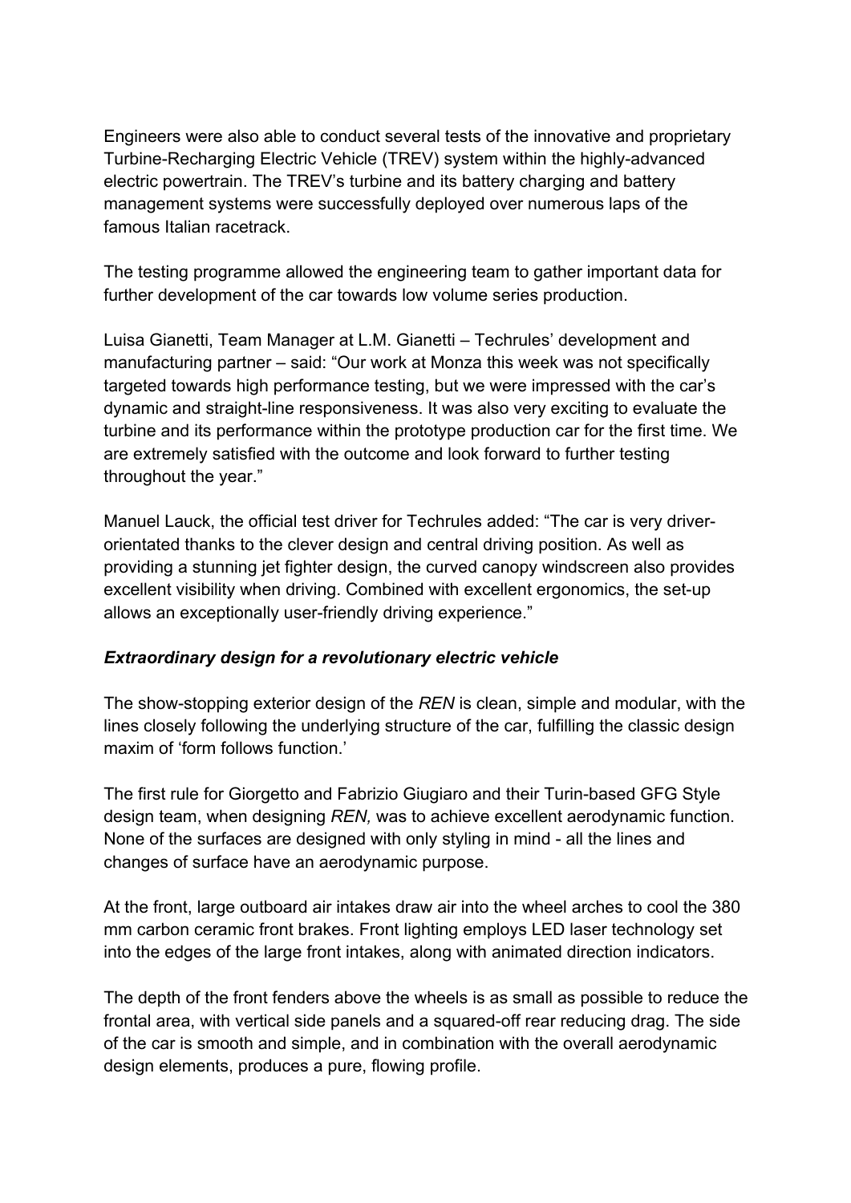Engineers were also able to conduct several tests of the innovative and proprietary Turbine-Recharging Electric Vehicle (TREV) system within the highly-advanced electric powertrain. The TREV's turbine and its battery charging and battery management systems were successfully deployed over numerous laps of the famous Italian racetrack.

The testing programme allowed the engineering team to gather important data for further development of the car towards low volume series production.

Luisa Gianetti, Team Manager at L.M. Gianetti – Techrules' development and manufacturing partner – said: "Our work at Monza this week was not specifically targeted towards high performance testing, but we were impressed with the car's dynamic and straight-line responsiveness. It was also very exciting to evaluate the turbine and its performance within the prototype production car for the first time. We are extremely satisfied with the outcome and look forward to further testing throughout the year."

Manuel Lauck, the official test driver for Techrules added: "The car is very driver-orientated thanks to the clever design and central driving position. As well as providing a stunning jet fighter design, the curved canopy windscreen also provides excellent visibility when driving. Combined with excellent ergonomics, the set-up allows an exceptionally user-friendly driving experience."

### ***Extraordinary design for a revolutionary electric vehicle***

The show-stopping exterior design of the *REN* is clean, simple and modular, with the lines closely following the underlying structure of the car, fulfilling the classic design maxim of 'form follows function.'

The first rule for Giorgetto and Fabrizio Giugiaro and their Turin-based GFG Style design team, when designing *REN,* was to achieve excellent aerodynamic function. None of the surfaces are designed with only styling in mind - all the lines and changes of surface have an aerodynamic purpose.

At the front, large outboard air intakes draw air into the wheel arches to cool the 380 mm carbon ceramic front brakes. Front lighting employs LED laser technology set into the edges of the large front intakes, along with animated direction indicators.

The depth of the front fenders above the wheels is as small as possible to reduce the frontal area, with vertical side panels and a squared-off rear reducing drag. The side of the car is smooth and simple, and in combination with the overall aerodynamic design elements, produces a pure, flowing profile.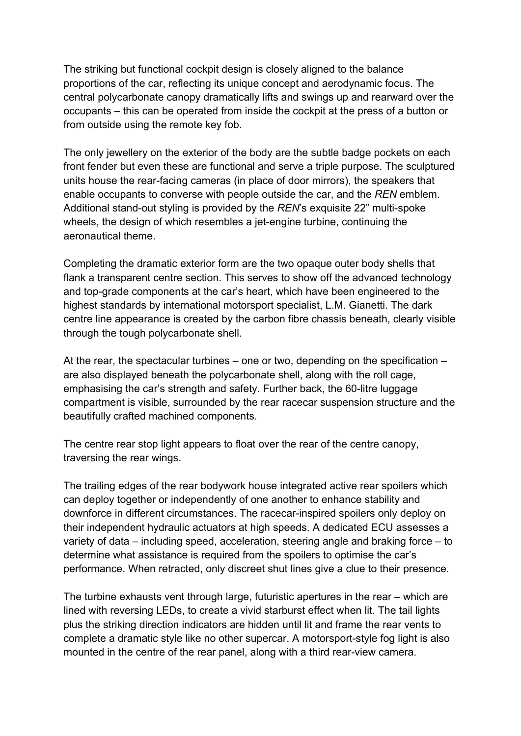The striking but functional cockpit design is closely aligned to the balance proportions of the car, reflecting its unique concept and aerodynamic focus. The central polycarbonate canopy dramatically lifts and swings up and rearward over the occupants – this can be operated from inside the cockpit at the press of a button or from outside using the remote key fob.

The only jewellery on the exterior of the body are the subtle badge pockets on each front fender but even these are functional and serve a triple purpose. The sculptured units house the rear-facing cameras (in place of door mirrors), the speakers that enable occupants to converse with people outside the car, and the *REN* emblem. Additional stand-out styling is provided by the *REN*'s exquisite 22" multi-spoke wheels, the design of which resembles a jet-engine turbine, continuing the aeronautical theme.

Completing the dramatic exterior form are the two opaque outer body shells that flank a transparent centre section. This serves to show off the advanced technology and top-grade components at the car's heart, which have been engineered to the highest standards by international motorsport specialist, L.M. Gianetti. The dark centre line appearance is created by the carbon fibre chassis beneath, clearly visible through the tough polycarbonate shell.

At the rear, the spectacular turbines – one or two, depending on the specification – are also displayed beneath the polycarbonate shell, along with the roll cage, emphasising the car's strength and safety. Further back, the 60-litre luggage compartment is visible, surrounded by the rear racecar suspension structure and the beautifully crafted machined components.

The centre rear stop light appears to float over the rear of the centre canopy, traversing the rear wings.

The trailing edges of the rear bodywork house integrated active rear spoilers which can deploy together or independently of one another to enhance stability and downforce in different circumstances. The racecar-inspired spoilers only deploy on their independent hydraulic actuators at high speeds. A dedicated ECU assesses a variety of data – including speed, acceleration, steering angle and braking force – to determine what assistance is required from the spoilers to optimise the car's performance. When retracted, only discreet shut lines give a clue to their presence.

The turbine exhausts vent through large, futuristic apertures in the rear – which are lined with reversing LEDs, to create a vivid starburst effect when lit. The tail lights plus the striking direction indicators are hidden until lit and frame the rear vents to complete a dramatic style like no other supercar. A motorsport-style fog light is also mounted in the centre of the rear panel, along with a third rear-view camera.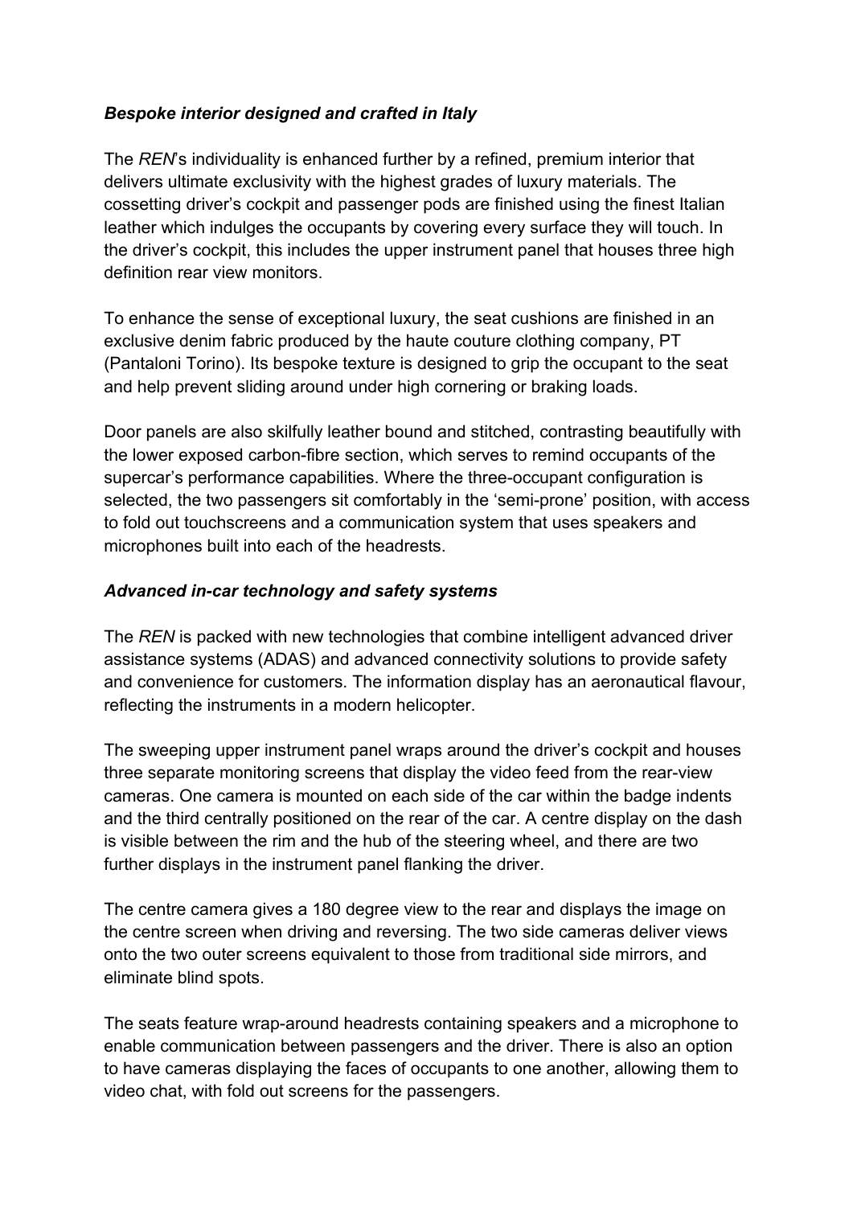### *Bespoke interior designed and crafted in Italy*

The *REN*'s individuality is enhanced further by a refined, premium interior that delivers ultimate exclusivity with the highest grades of luxury materials. The cossetting driver's cockpit and passenger pods are finished using the finest Italian leather which indulges the occupants by covering every surface they will touch. In the driver's cockpit, this includes the upper instrument panel that houses three high definition rear view monitors.

To enhance the sense of exceptional luxury, the seat cushions are finished in an exclusive denim fabric produced by the haute couture clothing company, PT (Pantaloni Torino). Its bespoke texture is designed to grip the occupant to the seat and help prevent sliding around under high cornering or braking loads.

Door panels are also skilfully leather bound and stitched, contrasting beautifully with the lower exposed carbon-fibre section, which serves to remind occupants of the supercar's performance capabilities. Where the three-occupant configuration is selected, the two passengers sit comfortably in the 'semi-prone' position, with access to fold out touchscreens and a communication system that uses speakers and microphones built into each of the headrests.

### *Advanced in-car technology and safety systems*

The *REN* is packed with new technologies that combine intelligent advanced driver assistance systems (ADAS) and advanced connectivity solutions to provide safety and convenience for customers. The information display has an aeronautical flavour, reflecting the instruments in a modern helicopter.

The sweeping upper instrument panel wraps around the driver's cockpit and houses three separate monitoring screens that display the video feed from the rear-view cameras. One camera is mounted on each side of the car within the badge indents and the third centrally positioned on the rear of the car. A centre display on the dash is visible between the rim and the hub of the steering wheel, and there are two further displays in the instrument panel flanking the driver.

The centre camera gives a 180 degree view to the rear and displays the image on the centre screen when driving and reversing. The two side cameras deliver views onto the two outer screens equivalent to those from traditional side mirrors, and eliminate blind spots.

The seats feature wrap-around headrests containing speakers and a microphone to enable communication between passengers and the driver. There is also an option to have cameras displaying the faces of occupants to one another, allowing them to video chat, with fold out screens for the passengers.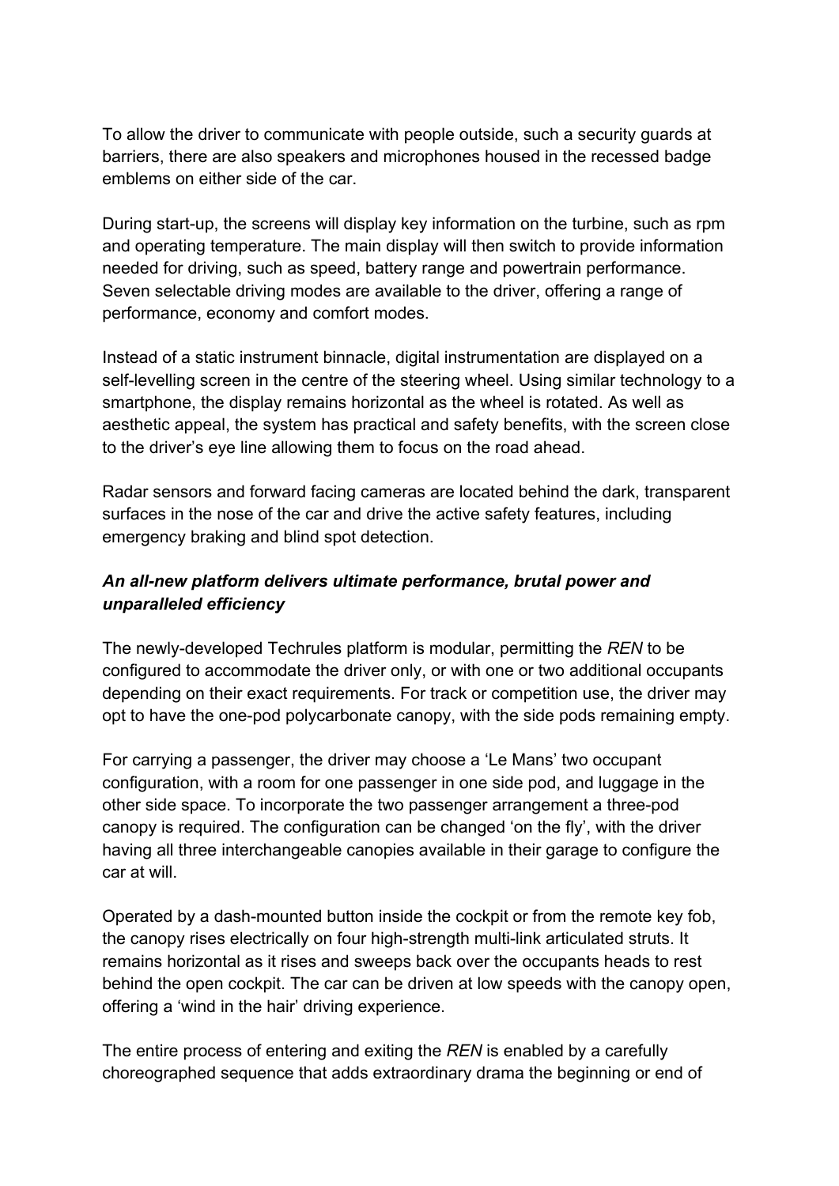To allow the driver to communicate with people outside, such a security guards at barriers, there are also speakers and microphones housed in the recessed badge emblems on either side of the car.

During start-up, the screens will display key information on the turbine, such as rpm and operating temperature. The main display will then switch to provide information needed for driving, such as speed, battery range and powertrain performance. Seven selectable driving modes are available to the driver, offering a range of performance, economy and comfort modes.

Instead of a static instrument binnacle, digital instrumentation are displayed on a self-levelling screen in the centre of the steering wheel. Using similar technology to a smartphone, the display remains horizontal as the wheel is rotated. As well as aesthetic appeal, the system has practical and safety benefits, with the screen close to the driver's eye line allowing them to focus on the road ahead.

Radar sensors and forward facing cameras are located behind the dark, transparent surfaces in the nose of the car and drive the active safety features, including emergency braking and blind spot detection.

***An all-new platform delivers ultimate performance, brutal power and unparalleled efficiency***

The newly-developed Techrules platform is modular, permitting the *REN* to be configured to accommodate the driver only, or with one or two additional occupants depending on their exact requirements. For track or competition use, the driver may opt to have the one-pod polycarbonate canopy, with the side pods remaining empty.

For carrying a passenger, the driver may choose a 'Le Mans' two occupant configuration, with a room for one passenger in one side pod, and luggage in the other side space. To incorporate the two passenger arrangement a three-pod canopy is required. The configuration can be changed 'on the fly', with the driver having all three interchangeable canopies available in their garage to configure the car at will.

Operated by a dash-mounted button inside the cockpit or from the remote key fob, the canopy rises electrically on four high-strength multi-link articulated struts. It remains horizontal as it rises and sweeps back over the occupants heads to rest behind the open cockpit. The car can be driven at low speeds with the canopy open, offering a 'wind in the hair' driving experience.

The entire process of entering and exiting the *REN* is enabled by a carefully choreographed sequence that adds extraordinary drama the beginning or end of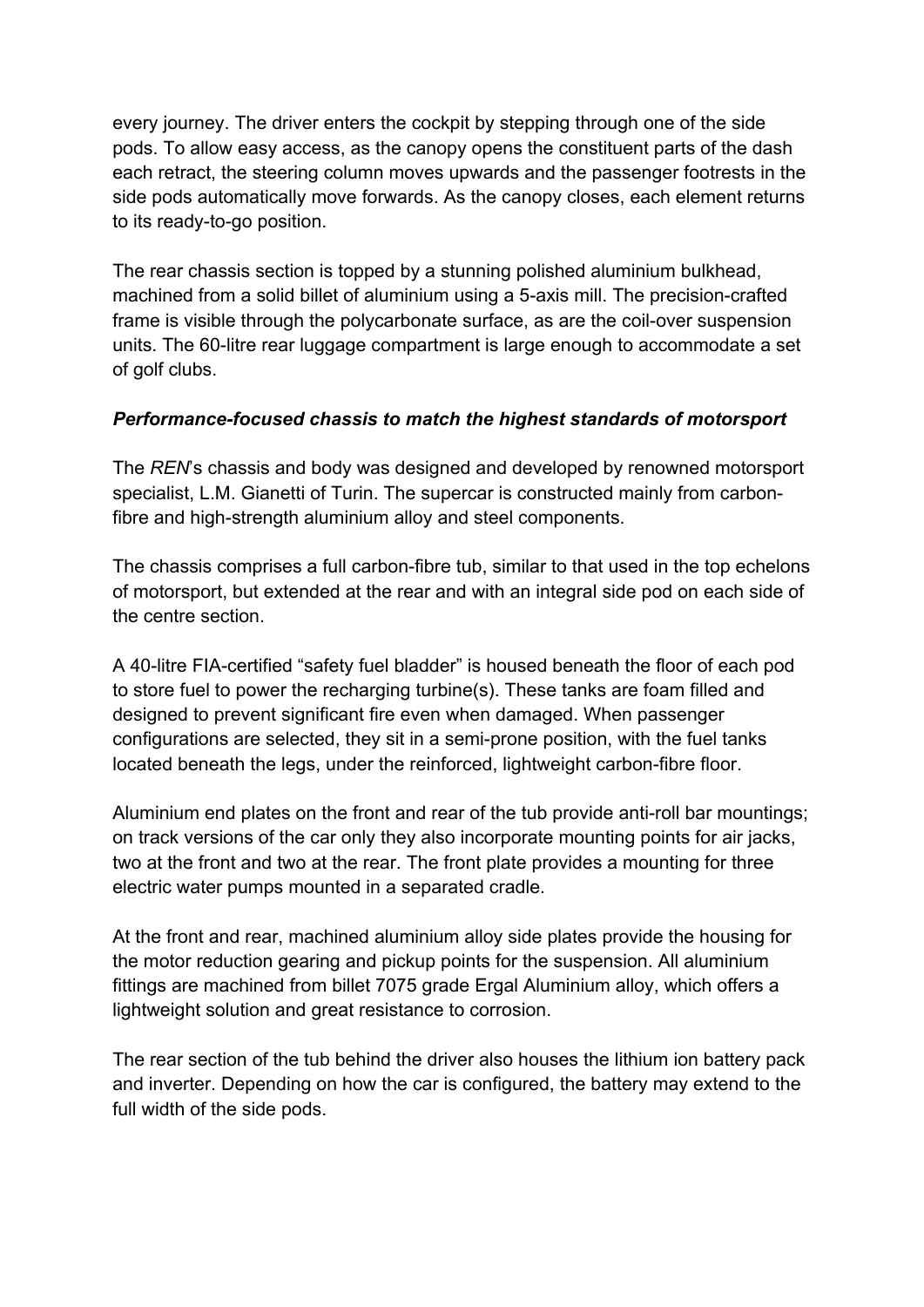every journey. The driver enters the cockpit by stepping through one of the side pods. To allow easy access, as the canopy opens the constituent parts of the dash each retract, the steering column moves upwards and the passenger footrests in the side pods automatically move forwards. As the canopy closes, each element returns to its ready-to-go position.

The rear chassis section is topped by a stunning polished aluminium bulkhead, machined from a solid billet of aluminium using a 5-axis mill. The precision-crafted frame is visible through the polycarbonate surface, as are the coil-over suspension units. The 60-litre rear luggage compartment is large enough to accommodate a set of golf clubs.

***Performance-focused chassis to match the highest standards of motorsport***

The *REN*'s chassis and body was designed and developed by renowned motorsport specialist, L.M. Gianetti of Turin. The supercar is constructed mainly from carbon-fibre and high-strength aluminium alloy and steel components.

The chassis comprises a full carbon-fibre tub, similar to that used in the top echelons of motorsport, but extended at the rear and with an integral side pod on each side of the centre section.

A 40-litre FIA-certified "safety fuel bladder" is housed beneath the floor of each pod to store fuel to power the recharging turbine(s). These tanks are foam filled and designed to prevent significant fire even when damaged. When passenger configurations are selected, they sit in a semi-prone position, with the fuel tanks located beneath the legs, under the reinforced, lightweight carbon-fibre floor.

Aluminium end plates on the front and rear of the tub provide anti-roll bar mountings; on track versions of the car only they also incorporate mounting points for air jacks, two at the front and two at the rear. The front plate provides a mounting for three electric water pumps mounted in a separated cradle.

At the front and rear, machined aluminium alloy side plates provide the housing for the motor reduction gearing and pickup points for the suspension. All aluminium fittings are machined from billet 7075 grade Ergal Aluminium alloy, which offers a lightweight solution and great resistance to corrosion.

The rear section of the tub behind the driver also houses the lithium ion battery pack and inverter. Depending on how the car is configured, the battery may extend to the full width of the side pods.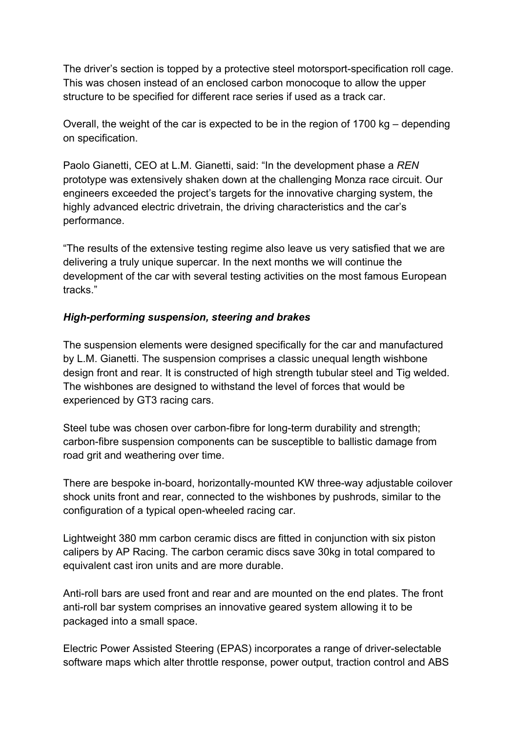The driver's section is topped by a protective steel motorsport-specification roll cage. This was chosen instead of an enclosed carbon monocoque to allow the upper structure to be specified for different race series if used as a track car.

Overall, the weight of the car is expected to be in the region of 1700 kg – depending on specification.

Paolo Gianetti, CEO at L.M. Gianetti, said: "In the development phase a *REN* prototype was extensively shaken down at the challenging Monza race circuit. Our engineers exceeded the project's targets for the innovative charging system, the highly advanced electric drivetrain, the driving characteristics and the car's performance.

"The results of the extensive testing regime also leave us very satisfied that we are delivering a truly unique supercar. In the next months we will continue the development of the car with several testing activities on the most famous European tracks."

### ***High-performing suspension, steering and brakes***

The suspension elements were designed specifically for the car and manufactured by L.M. Gianetti. The suspension comprises a classic unequal length wishbone design front and rear. It is constructed of high strength tubular steel and Tig welded. The wishbones are designed to withstand the level of forces that would be experienced by GT3 racing cars.

Steel tube was chosen over carbon-fibre for long-term durability and strength; carbon-fibre suspension components can be susceptible to ballistic damage from road grit and weathering over time.

There are bespoke in-board, horizontally-mounted KW three-way adjustable coilover shock units front and rear, connected to the wishbones by pushrods, similar to the configuration of a typical open-wheeled racing car.

Lightweight 380 mm carbon ceramic discs are fitted in conjunction with six piston calipers by AP Racing. The carbon ceramic discs save 30kg in total compared to equivalent cast iron units and are more durable.

Anti-roll bars are used front and rear and are mounted on the end plates. The front anti-roll bar system comprises an innovative geared system allowing it to be packaged into a small space.

Electric Power Assisted Steering (EPAS) incorporates a range of driver-selectable software maps which alter throttle response, power output, traction control and ABS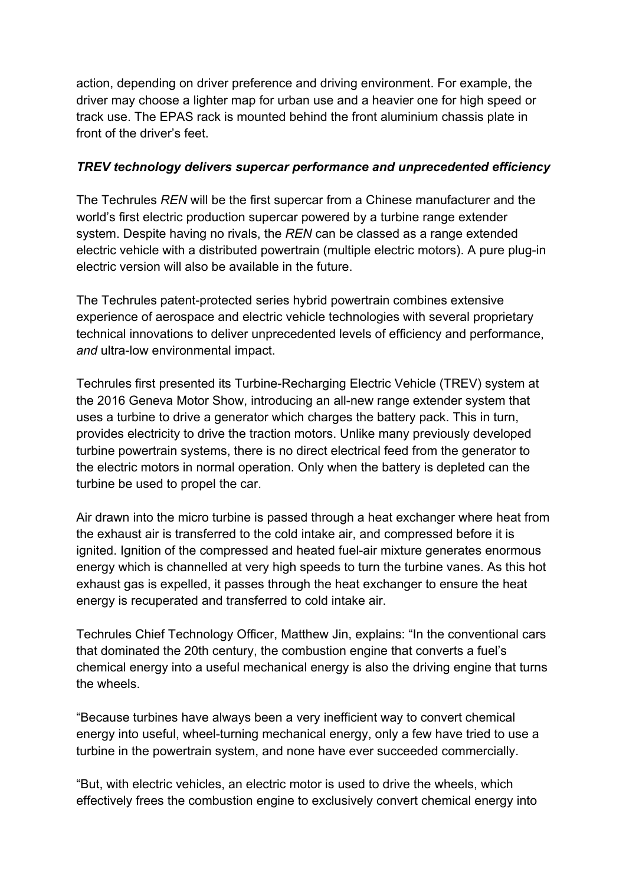action, depending on driver preference and driving environment. For example, the driver may choose a lighter map for urban use and a heavier one for high speed or track use. The EPAS rack is mounted behind the front aluminium chassis plate in front of the driver's feet.

***TREV technology delivers supercar performance and unprecedented efficiency***

The Techrules *REN* will be the first supercar from a Chinese manufacturer and the world's first electric production supercar powered by a turbine range extender system. Despite having no rivals, the *REN* can be classed as a range extended electric vehicle with a distributed powertrain (multiple electric motors). A pure plug-in electric version will also be available in the future.

The Techrules patent-protected series hybrid powertrain combines extensive experience of aerospace and electric vehicle technologies with several proprietary technical innovations to deliver unprecedented levels of efficiency and performance, *and* ultra-low environmental impact.

Techrules first presented its Turbine-Recharging Electric Vehicle (TREV) system at the 2016 Geneva Motor Show, introducing an all-new range extender system that uses a turbine to drive a generator which charges the battery pack. This in turn, provides electricity to drive the traction motors. Unlike many previously developed turbine powertrain systems, there is no direct electrical feed from the generator to the electric motors in normal operation. Only when the battery is depleted can the turbine be used to propel the car.

Air drawn into the micro turbine is passed through a heat exchanger where heat from the exhaust air is transferred to the cold intake air, and compressed before it is ignited. Ignition of the compressed and heated fuel-air mixture generates enormous energy which is channelled at very high speeds to turn the turbine vanes. As this hot exhaust gas is expelled, it passes through the heat exchanger to ensure the heat energy is recuperated and transferred to cold intake air.

Techrules Chief Technology Officer, Matthew Jin, explains: "In the conventional cars that dominated the 20th century, the combustion engine that converts a fuel's chemical energy into a useful mechanical energy is also the driving engine that turns the wheels.

"Because turbines have always been a very inefficient way to convert chemical energy into useful, wheel-turning mechanical energy, only a few have tried to use a turbine in the powertrain system, and none have ever succeeded commercially.

"But, with electric vehicles, an electric motor is used to drive the wheels, which effectively frees the combustion engine to exclusively convert chemical energy into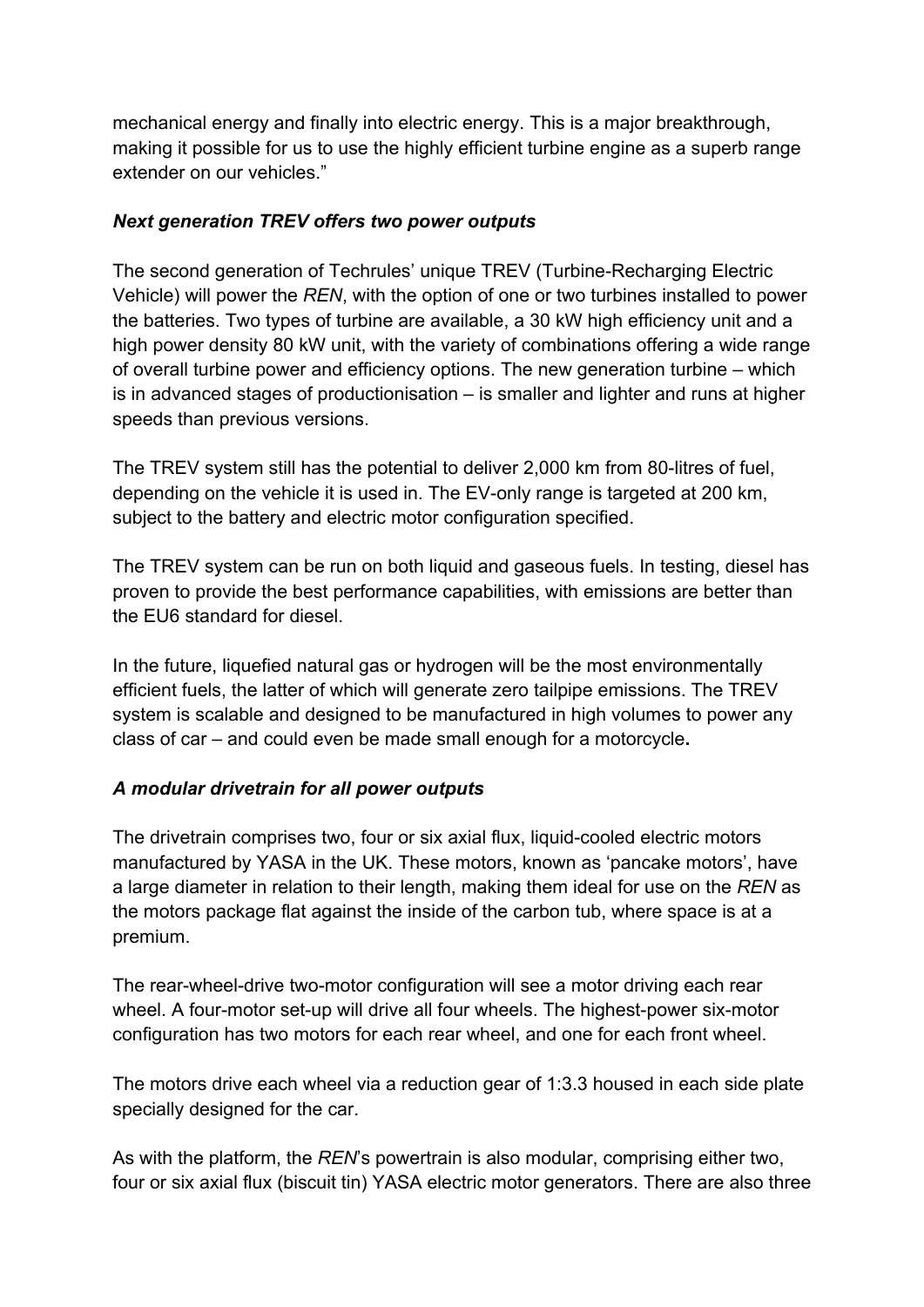mechanical energy and finally into electric energy. This is a major breakthrough, making it possible for us to use the highly efficient turbine engine as a superb range extender on our vehicles."

### ***Next generation TREV offers two power outputs***

The second generation of Techrules' unique TREV (Turbine-Recharging Electric Vehicle) will power the *REN*, with the option of one or two turbines installed to power the batteries. Two types of turbine are available, a 30 kW high efficiency unit and a high power density 80 kW unit, with the variety of combinations offering a wide range of overall turbine power and efficiency options. The new generation turbine – which is in advanced stages of productionisation – is smaller and lighter and runs at higher speeds than previous versions.

The TREV system still has the potential to deliver 2,000 km from 80-litres of fuel, depending on the vehicle it is used in. The EV-only range is targeted at 200 km, subject to the battery and electric motor configuration specified.

The TREV system can be run on both liquid and gaseous fuels. In testing, diesel has proven to provide the best performance capabilities, with emissions are better than the EU6 standard for diesel.

In the future, liquefied natural gas or hydrogen will be the most environmentally efficient fuels, the latter of which will generate zero tailpipe emissions. The TREV system is scalable and designed to be manufactured in high volumes to power any class of car – and could even be made small enough for a motorcycle**.**

### ***A modular drivetrain for all power outputs***

The drivetrain comprises two, four or six axial flux, liquid-cooled electric motors manufactured by YASA in the UK. These motors, known as 'pancake motors', have a large diameter in relation to their length, making them ideal for use on the *REN* as the motors package flat against the inside of the carbon tub, where space is at a premium.

The rear-wheel-drive two-motor configuration will see a motor driving each rear wheel. A four-motor set-up will drive all four wheels. The highest-power six-motor configuration has two motors for each rear wheel, and one for each front wheel.

The motors drive each wheel via a reduction gear of 1:3.3 housed in each side plate specially designed for the car.

As with the platform, the *REN*'s powertrain is also modular, comprising either two, four or six axial flux (biscuit tin) YASA electric motor generators. There are also three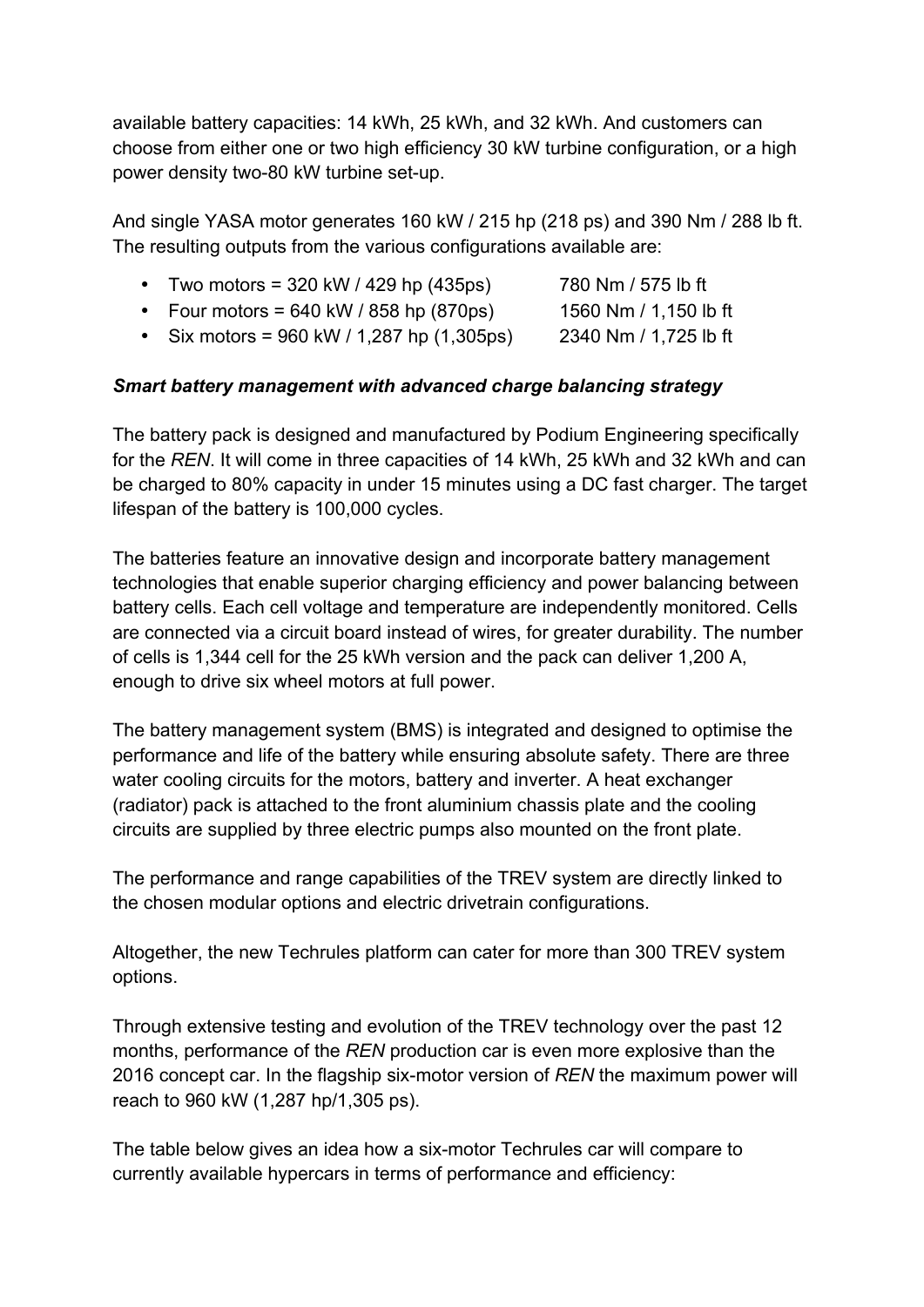available battery capacities: 14 kWh, 25 kWh, and 32 kWh. And customers can choose from either one or two high efficiency 30 kW turbine configuration, or a high power density two-80 kW turbine set-up.

And single YASA motor generates 160 kW / 215 hp (218 ps) and 390 Nm / 288 lb ft. The resulting outputs from the various configurations available are:

- Two motors = 320 kW / 429 hp (435ps)  780 Nm / 575 lb ft
- Four motors = 640 kW / 858 hp (870ps)  1560 Nm / 1,150 lb ft
- Six motors = 960 kW / 1,287 hp (1,305ps)  2340 Nm / 1,725 lb ft

***Smart battery management with advanced charge balancing strategy***

The battery pack is designed and manufactured by Podium Engineering specifically for the *REN*. It will come in three capacities of 14 kWh, 25 kWh and 32 kWh and can be charged to 80% capacity in under 15 minutes using a DC fast charger. The target lifespan of the battery is 100,000 cycles.

The batteries feature an innovative design and incorporate battery management technologies that enable superior charging efficiency and power balancing between battery cells. Each cell voltage and temperature are independently monitored. Cells are connected via a circuit board instead of wires, for greater durability. The number of cells is 1,344 cell for the 25 kWh version and the pack can deliver 1,200 A, enough to drive six wheel motors at full power.

The battery management system (BMS) is integrated and designed to optimise the performance and life of the battery while ensuring absolute safety. There are three water cooling circuits for the motors, battery and inverter. A heat exchanger (radiator) pack is attached to the front aluminium chassis plate and the cooling circuits are supplied by three electric pumps also mounted on the front plate.

The performance and range capabilities of the TREV system are directly linked to the chosen modular options and electric drivetrain configurations.

Altogether, the new Techrules platform can cater for more than 300 TREV system options.

Through extensive testing and evolution of the TREV technology over the past 12 months, performance of the *REN* production car is even more explosive than the 2016 concept car. In the flagship six-motor version of *REN* the maximum power will reach to 960 kW (1,287 hp/1,305 ps).

The table below gives an idea how a six-motor Techrules car will compare to currently available hypercars in terms of performance and efficiency: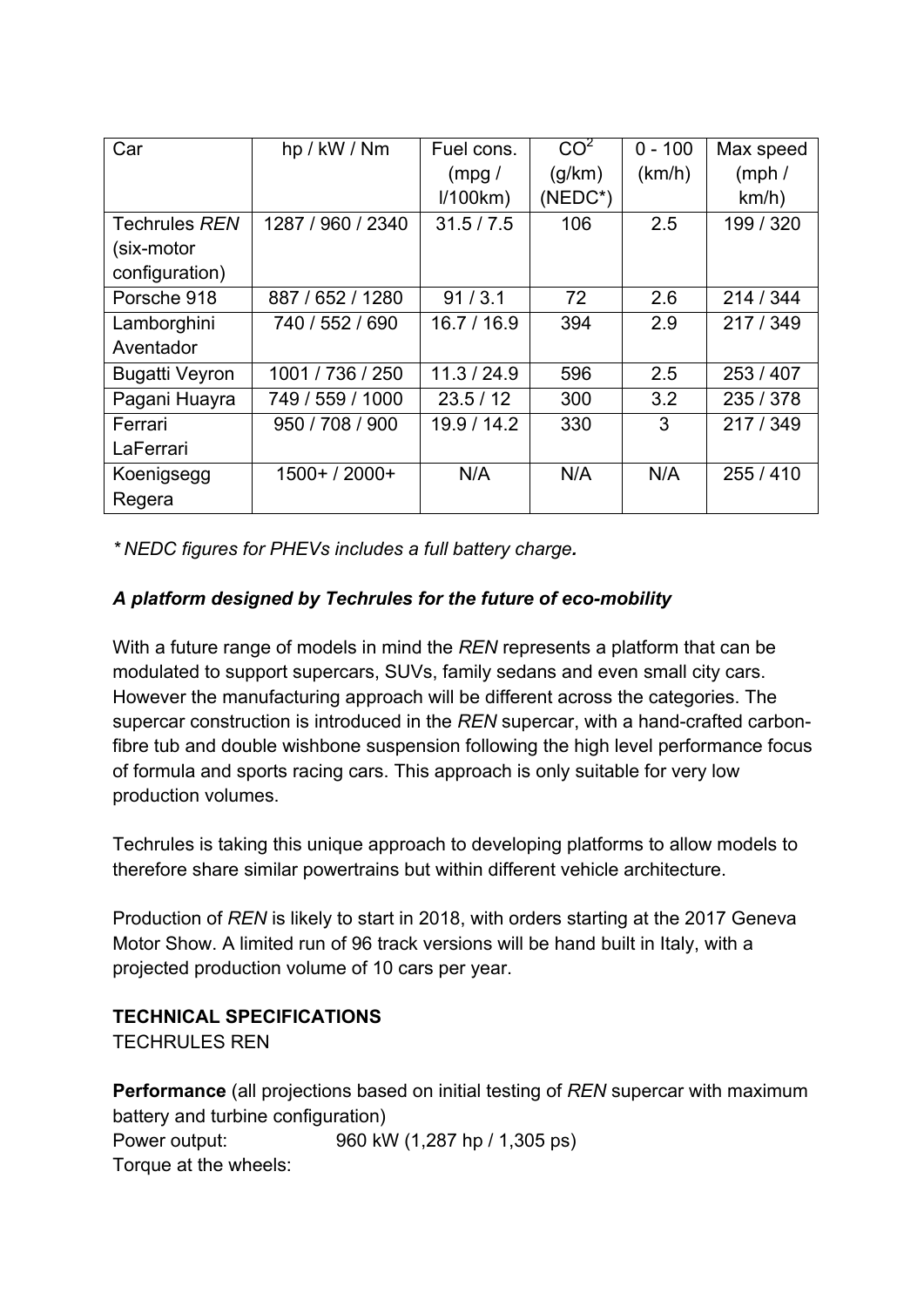| Car | hp / kW / Nm | Fuel cons. (mpg / l/100km) | $CO^2$ (g/km) (NEDC*) | 0 - 100 (km/h) | Max speed (mph / km/h) |
|---|---|---|---|---|---|
| Techrules *REN* (six-motor configuration) | 1287 / 960 / 2340 | 31.5 / 7.5 | 106 | 2.5 | 199 / 320 |
| Porsche 918 | 887 / 652 / 1280 | 91 / 3.1 | 72 | 2.6 | 214 / 344 |
| Lamborghini Aventador | 740 / 552 / 690 | 16.7 / 16.9 | 394 | 2.9 | 217 / 349 |
| Bugatti Veyron | 1001 / 736 / 250 | 11.3 / 24.9 | 596 | 2.5 | 253 / 407 |
| Pagani Huayra | 749 / 559 / 1000 | 23.5 / 12 | 300 | 3.2 | 235 / 378 |
| Ferrari LaFerrari | 950 / 708 / 900 | 19.9 / 14.2 | 330 | 3 | 217 / 349 |
| Koenigsegg Regera | 1500+ / 2000+ | N/A | N/A | N/A | 255 / 410 |

*\* NEDC figures for PHEVs includes a full battery charge.*

### *A platform designed by Techrules for the future of eco-mobility*

With a future range of models in mind the *REN* represents a platform that can be modulated to support supercars, SUVs, family sedans and even small city cars. However the manufacturing approach will be different across the categories. The supercar construction is introduced in the *REN* supercar, with a hand-crafted carbon-fibre tub and double wishbone suspension following the high level performance focus of formula and sports racing cars. This approach is only suitable for very low production volumes.

Techrules is taking this unique approach to developing platforms to allow models to therefore share similar powertrains but within different vehicle architecture.

Production of *REN* is likely to start in 2018, with orders starting at the 2017 Geneva Motor Show. A limited run of 96 track versions will be hand built in Italy, with a projected production volume of 10 cars per year.

**TECHNICAL SPECIFICATIONS**

TECHRULES REN

**Performance** (all projections based on initial testing of *REN* supercar with maximum battery and turbine configuration)

Power output: 960 kW (1,287 hp / 1,305 ps)

Torque at the wheels: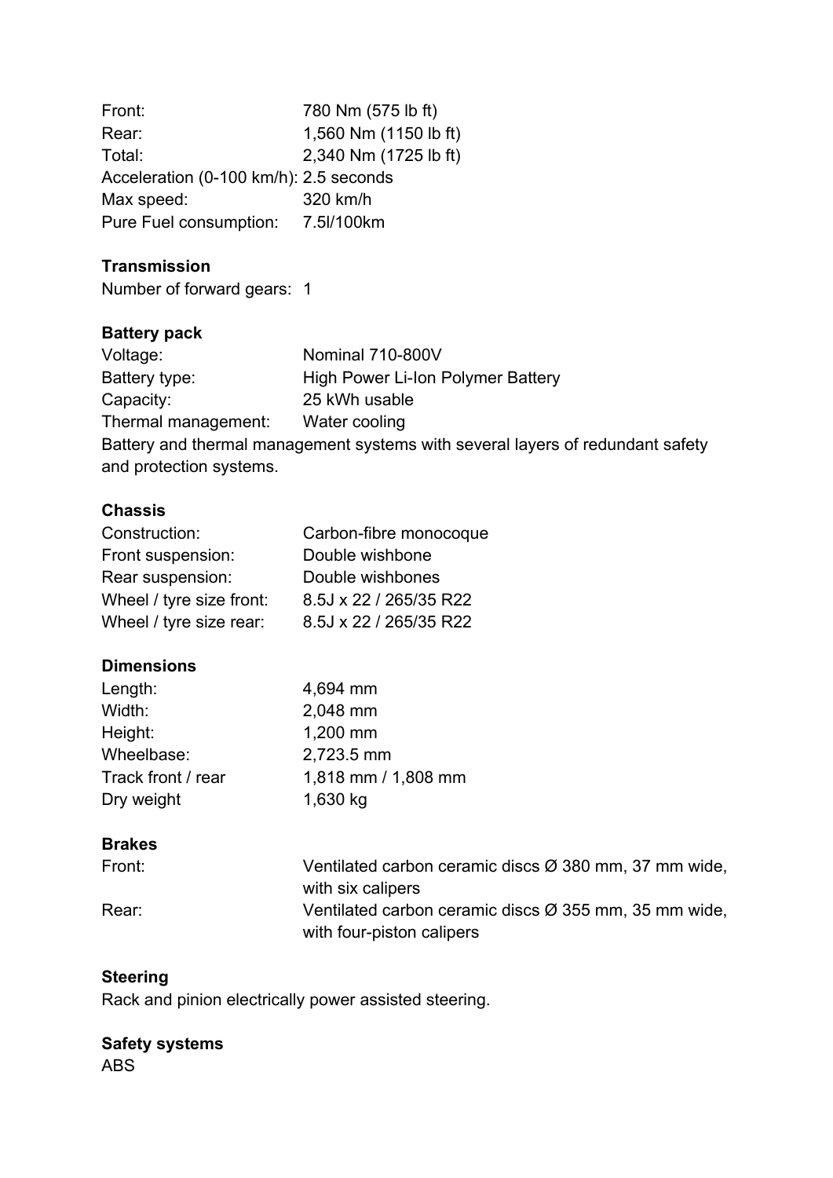| | |
|---|---|
| Front: | 780 Nm (575 lb ft) |
| Rear: | 1,560 Nm (1150 lb ft) |
| Total: | 2,340 Nm (1725 lb ft) |
| Acceleration (0-100 km/h): | 2.5 seconds |
| Max speed: | 320 km/h |
| Pure Fuel consumption: | 7.5l/100km |

**Transmission**

Number of forward gears: 1

**Battery pack**

| | |
|---|---|
| Voltage: | Nominal 710-800V |
| Battery type: | High Power Li-Ion Polymer Battery |
| Capacity: | 25 kWh usable |
| Thermal management: | Water cooling |

Battery and thermal management systems with several layers of redundant safety and protection systems.

**Chassis**

| | |
|---|---|
| Construction: | Carbon-fibre monocoque |
| Front suspension: | Double wishbone |
| Rear suspension: | Double wishbones |
| Wheel / tyre size front: | 8.5J x 22 / 265/35 R22 |
| Wheel / tyre size rear: | 8.5J x 22 / 265/35 R22 |

**Dimensions**

| | |
|---|---|
| Length: | 4,694 mm |
| Width: | 2,048 mm |
| Height: | 1,200 mm |
| Wheelbase: | 2,723.5 mm |
| Track front / rear | 1,818 mm / 1,808 mm |
| Dry weight | 1,630 kg |

**Brakes**

| | |
|---|---|
| Front: | Ventilated carbon ceramic discs Ø 380 mm, 37 mm wide, with six calipers |
| Rear: | Ventilated carbon ceramic discs Ø 355 mm, 35 mm wide, with four-piston calipers |

**Steering**

Rack and pinion electrically power assisted steering.

**Safety systems**

ABS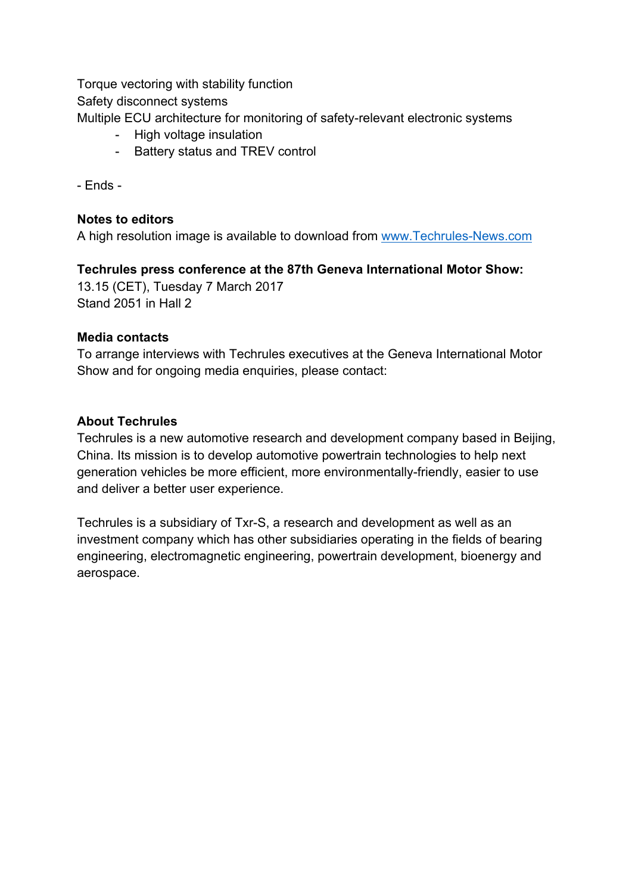Torque vectoring with stability function
Safety disconnect systems
Multiple ECU architecture for monitoring of safety-relevant electronic systems

- High voltage insulation
- Battery status and TREV control

- Ends -

**Notes to editors**
A high resolution image is available to download from [www.Techrules-News.com](http://www.Techrules-News.com)

**Techrules press conference at the 87th Geneva International Motor Show:**
13.15 (CET), Tuesday 7 March 2017
Stand 2051 in Hall 2

**Media contacts**
To arrange interviews with Techrules executives at the Geneva International Motor Show and for ongoing media enquiries, please contact:

**About Techrules**
Techrules is a new automotive research and development company based in Beijing, China. Its mission is to develop automotive powertrain technologies to help next generation vehicles be more efficient, more environmentally-friendly, easier to use and deliver a better user experience.

Techrules is a subsidiary of Txr-S, a research and development as well as an investment company which has other subsidiaries operating in the fields of bearing engineering, electromagnetic engineering, powertrain development, bioenergy and aerospace.